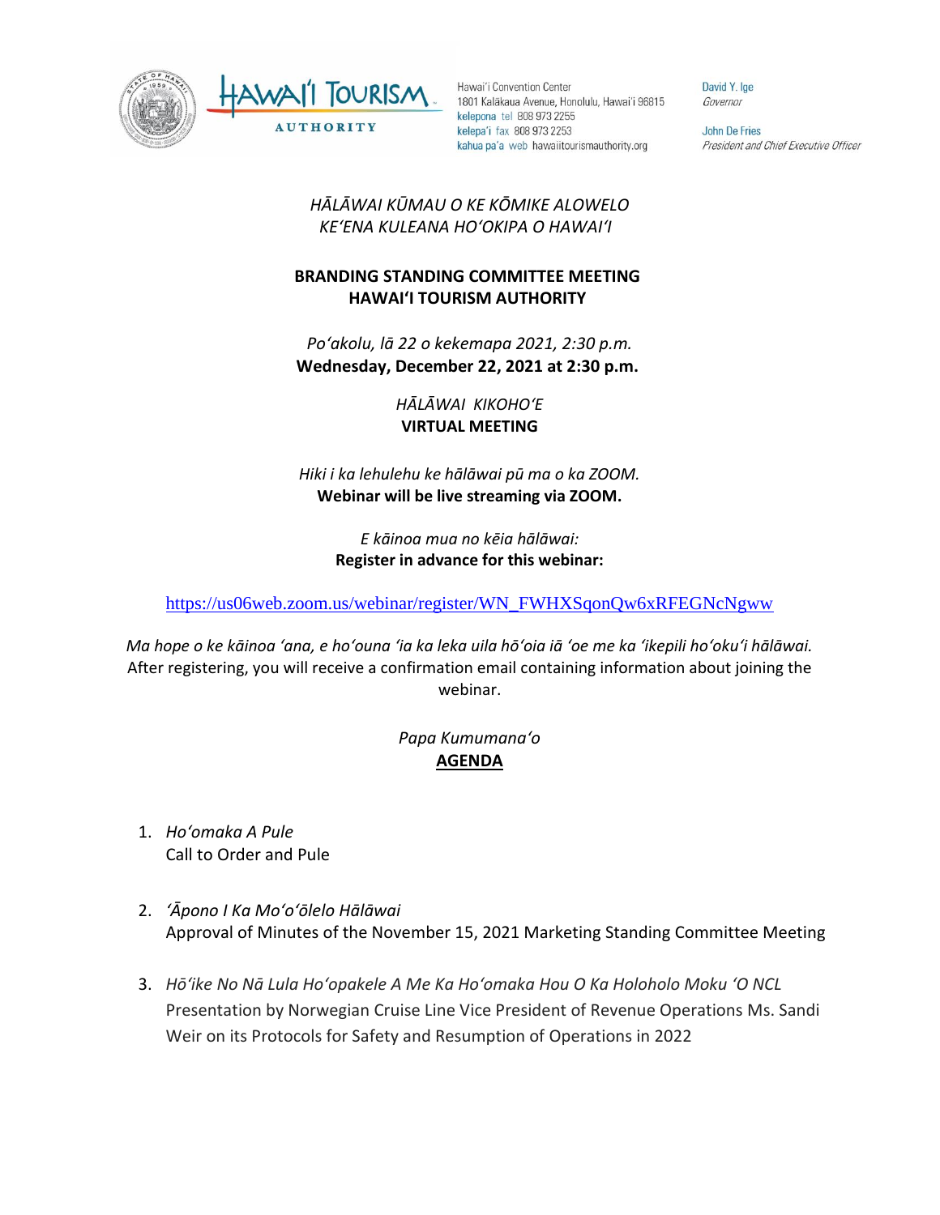Hawaiʻi Convention Center
1801 Kalākaua Avenue, Honolulu, Hawaiʻi 96815
kelepona tel 808 973 2255
kelepaʻi fax 808 973 2253
kahua paʻa web hawaiitourismauthority.org

David Y. Ige
*Governor*

John De Fries
*President and Chief Executive Officer*

*HĀLĀWAI KŪMAU O KE KŌMIKE ALOWELO*
*KEʻENA KULEANA HOʻOKIPA O HAWAIʻI*

**BRANDING STANDING COMMITTEE MEETING**
**HAWAIʻI TOURISM AUTHORITY**

*Poʻakolu, lā 22 o kekemapa 2021, 2:30 p.m.*
**Wednesday, December 22, 2021 at 2:30 p.m.**

*HĀLĀWAI KIKOHOʻE*
**VIRTUAL MEETING**

*Hiki i ka lehulehu ke hālāwai pū ma o ka ZOOM.*
**Webinar will be live streaming via ZOOM.**

*E kāinoa mua no kēia hālāwai:*
**Register in advance for this webinar:**

https://us06web.zoom.us/webinar/register/WN_FWHXSqonQw6xRFEGNcNgww

*Ma hope o ke kāinoa ʻana, e hoʻouna ʻia ka leka uila hōʻoia iā ʻoe me ka ʻikepili hoʻokuʻi hālāwai.*
After registering, you will receive a confirmation email containing information about joining the webinar.

*Papa Kumumanaʻo*
**AGENDA**

1. *Hoʻomaka A Pule*
   Call to Order and Pule

2. *ʻĀpono I Ka Moʻoʻōlelo Hālāwai*
   Approval of Minutes of the November 15, 2021 Marketing Standing Committee Meeting

3. *Hōʻike No Nā Lula Hoʻopakele A Me Ka Hoʻomaka Hou O Ka Holoholo Moku ʻO NCL*
   Presentation by Norwegian Cruise Line Vice President of Revenue Operations Ms. Sandi Weir on its Protocols for Safety and Resumption of Operations in 2022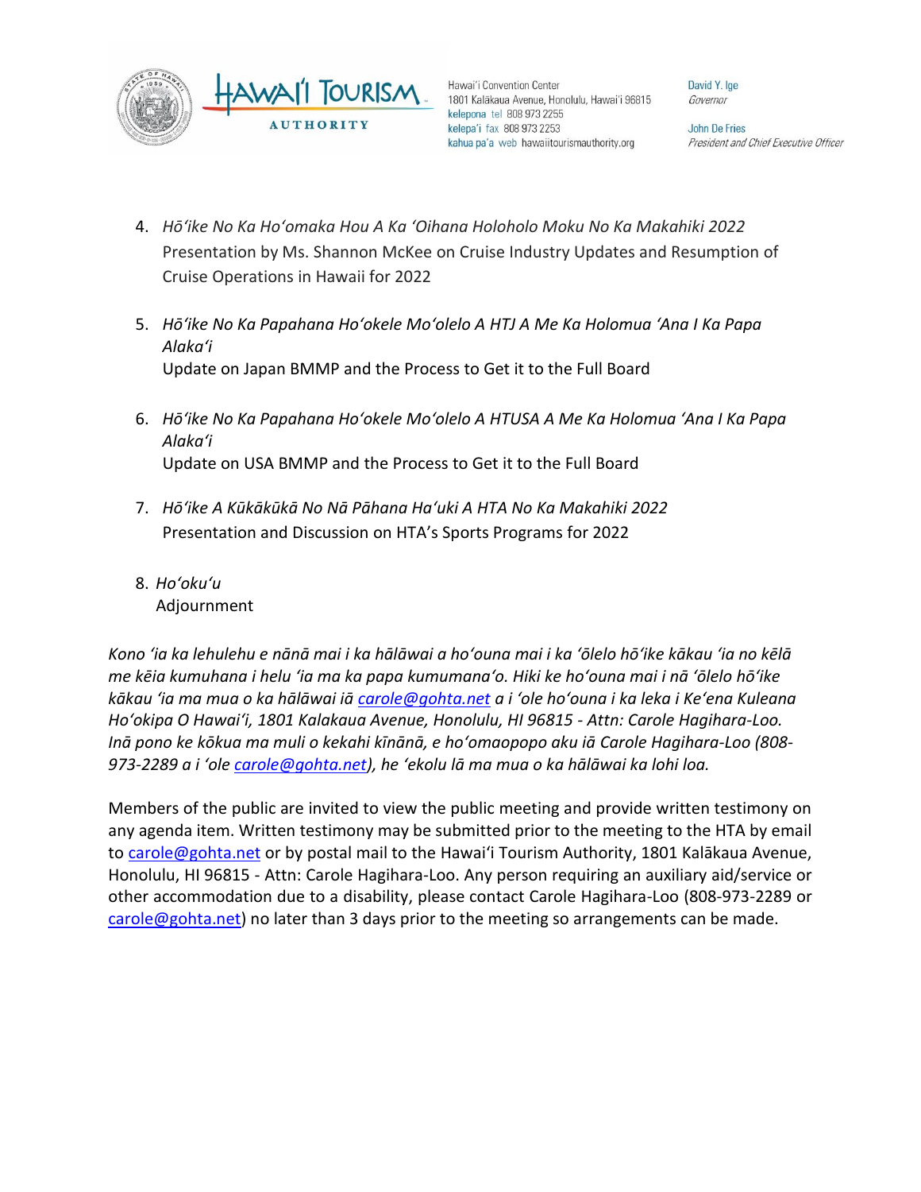4. *Hōʻike No Ka Hoʻomaka Hou A Ka ʻOihana Holoholo Moku No Ka Makahiki 2022*
   Presentation by Ms. Shannon McKee on Cruise Industry Updates and Resumption of Cruise Operations in Hawaii for 2022

5. *Hōʻike No Ka Papahana Hoʻokele Moʻolelo A HTJ A Me Ka Holomua ʻAna I Ka Papa Alakaʻi*
   Update on Japan BMMP and the Process to Get it to the Full Board

6. *Hōʻike No Ka Papahana Hoʻokele Moʻolelo A HTUSA A Me Ka Holomua ʻAna I Ka Papa Alakaʻi*
   Update on USA BMMP and the Process to Get it to the Full Board

7. *Hōʻike A Kūkākūkā No Nā Pāhana Haʻuki A HTA No Ka Makahiki 2022*
   Presentation and Discussion on HTA's Sports Programs for 2022

8. *Hoʻokuʻu*
   Adjournment

*Kono ʻia ka lehulehu e nānā mai i ka hālāwai a hoʻouna mai i ka ʻōlelo hōʻike kākau ʻia no kēlā me kēia kumuhana i helu ʻia ma ka papa kumumanaʻo. Hiki ke hoʻouna mai i nā ʻōlelo hōʻike kākau ʻia ma mua o ka hālāwai iā carole@gohta.net a i ʻole hoʻouna i ka leka i Keʻena Kuleana Hoʻokipa O Hawaiʻi, 1801 Kalakaua Avenue, Honolulu, HI 96815 - Attn: Carole Hagihara-Loo. Inā pono ke kōkua ma muli o kekahi kīnānā, e hoʻomaopopo aku iā Carole Hagihara-Loo (808-973-2289 a i ʻole carole@gohta.net), he ʻekolu lā ma mua o ka hālāwai ka lohi loa.*

Members of the public are invited to view the public meeting and provide written testimony on any agenda item. Written testimony may be submitted prior to the meeting to the HTA by email to carole@gohta.net or by postal mail to the Hawaiʻi Tourism Authority, 1801 Kalākaua Avenue, Honolulu, HI 96815 - Attn: Carole Hagihara-Loo. Any person requiring an auxiliary aid/service or other accommodation due to a disability, please contact Carole Hagihara-Loo (808-973-2289 or carole@gohta.net) no later than 3 days prior to the meeting so arrangements can be made.